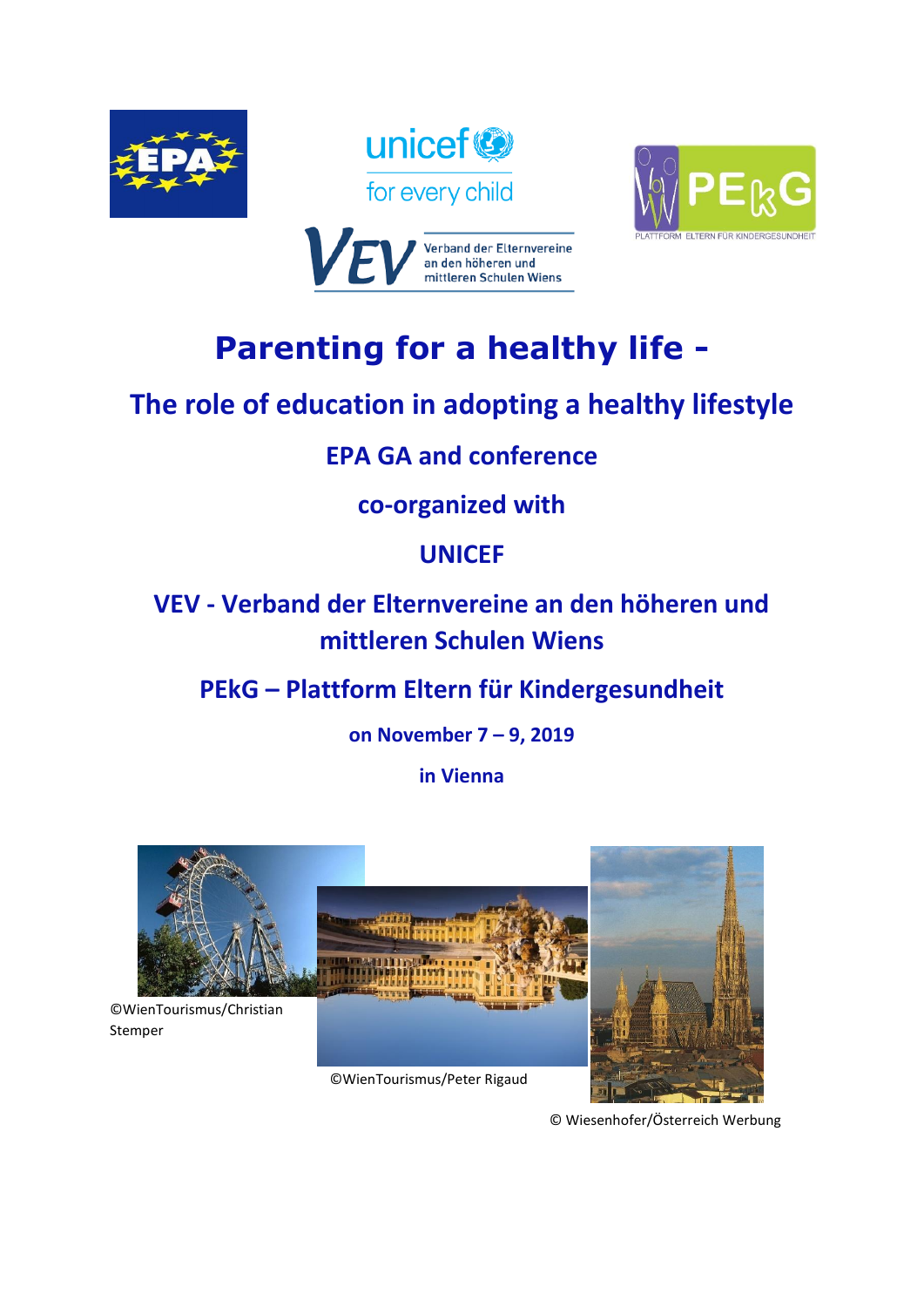# Parenting for a healthy life -

## The role of education in adopting a healthy lifestyle

### EPA GA and conference

### co-organized with

### UNICEF

### VEV - Verband der Elternvereine an den höheren und mittleren Schulen Wiens

### PEkG – Plattform Eltern für Kindergesundheit

**on November 7 – 9, 2019**

**in Vienna**

©WienTourismus/Christian Stemper

©WienTourismus/Peter Rigaud

© Wiesenhofer/Österreich Werbung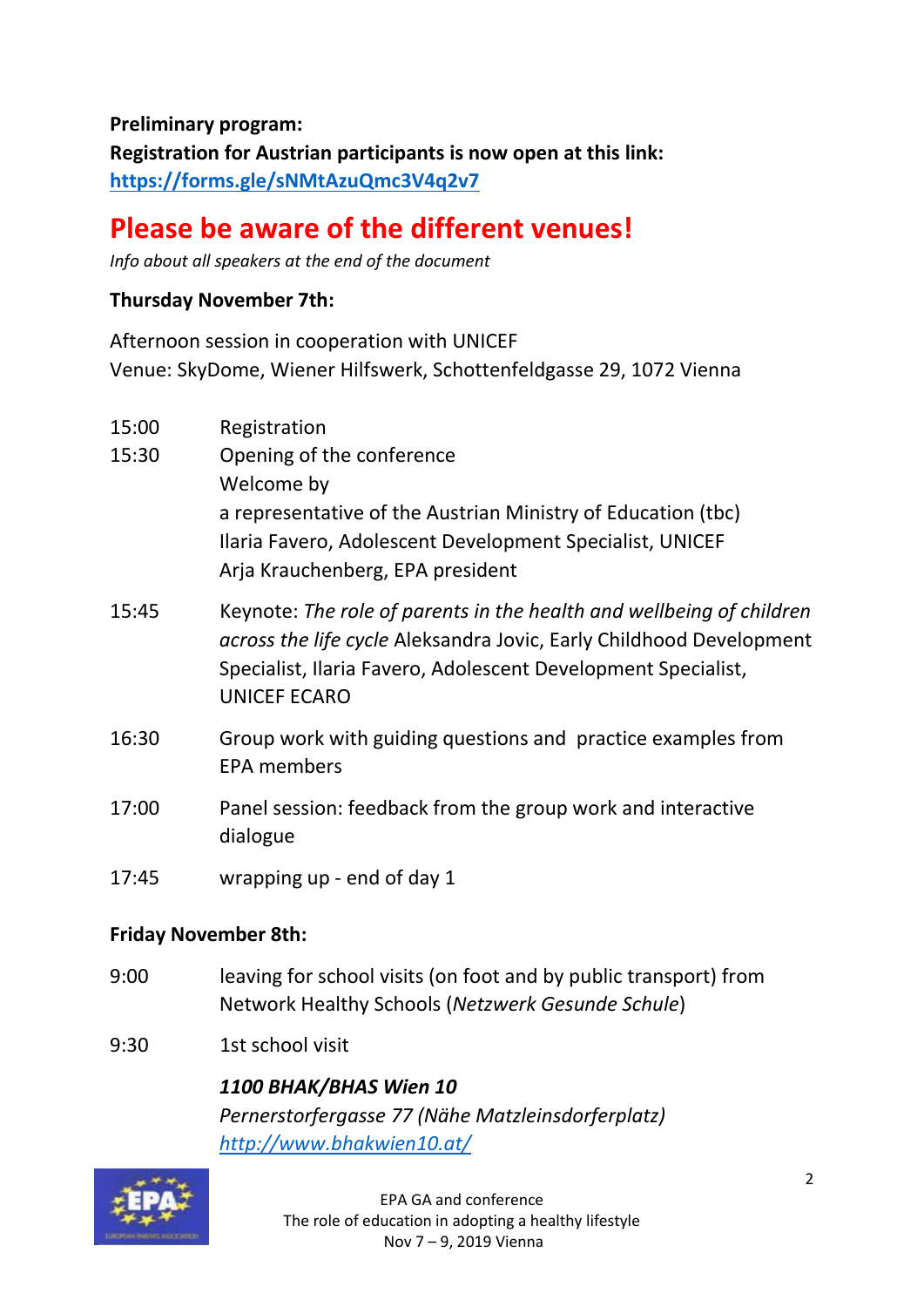**Preliminary program:**

**Registration for Austrian participants is now open at this link:**
**https://forms.gle/sNMtAzuQmc3V4q2v7**

## Please be aware of the different venues!

*Info about all speakers at the end of the document*

### Thursday November 7th:

Afternoon session in cooperation with UNICEF
Venue: SkyDome, Wiener Hilfswerk, Schottenfeldgasse 29, 1072 Vienna

15:00 Registration

15:30 Opening of the conference
Welcome by
a representative of the Austrian Ministry of Education (tbc)
Ilaria Favero, Adolescent Development Specialist, UNICEF
Arja Krauchenberg, EPA president

15:45 Keynote: *The role of parents in the health and wellbeing of children across the life cycle* Aleksandra Jovic, Early Childhood Development Specialist, Ilaria Favero, Adolescent Development Specialist, UNICEF ECARO

16:30 Group work with guiding questions and practice examples from EPA members

17:00 Panel session: feedback from the group work and interactive dialogue

17:45 wrapping up - end of day 1

### Friday November 8th:

9:00 leaving for school visits (on foot and by public transport) from Network Healthy Schools (*Netzwerk Gesunde Schule*)

9:30 1st school visit

***1100 BHAK/BHAS Wien 10***
*Pernerstorfergasse 77 (Nähe Matzleinsdorferplatz)*
*http://www.bhakwien10.at/*

EPA GA and conference
The role of education in adopting a healthy lifestyle
Nov 7 – 9, 2019 Vienna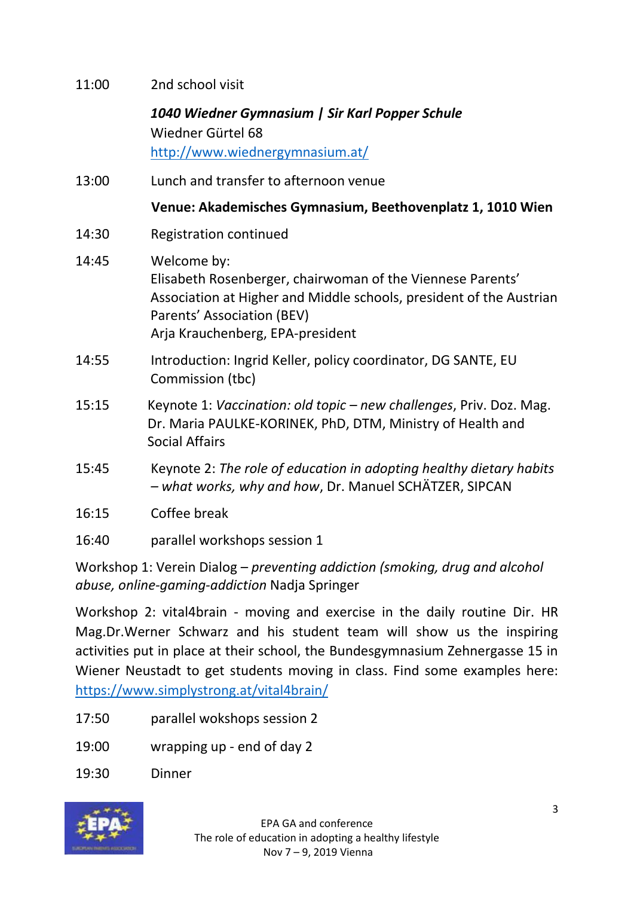11:00 2nd school visit

***1040 Wiedner Gymnasium | Sir Karl Popper Schule***
Wiedner Gürtel 68
http://www.wiednergymnasium.at/

13:00 Lunch and transfer to afternoon venue

**Venue: Akademisches Gymnasium, Beethovenplatz 1, 1010 Wien**

14:30 Registration continued

14:45 Welcome by:
Elisabeth Rosenberger, chairwoman of the Viennese Parents' Association at Higher and Middle schools, president of the Austrian Parents' Association (BEV)
Arja Krauchenberg, EPA-president

14:55 Introduction: Ingrid Keller, policy coordinator, DG SANTE, EU Commission (tbc)

15:15 Keynote 1: *Vaccination: old topic – new challenges*, Priv. Doz. Mag. Dr. Maria PAULKE-KORINEK, PhD, DTM, Ministry of Health and Social Affairs

15:45 Keynote 2: *The role of education in adopting healthy dietary habits – what works, why and how*, Dr. Manuel SCHÄTZER, SIPCAN

16:15 Coffee break

16:40 parallel workshops session 1

Workshop 1: Verein Dialog – *preventing addiction (smoking, drug and alcohol abuse, online-gaming-addiction* Nadja Springer

Workshop 2: vital4brain - moving and exercise in the daily routine Dir. HR Mag.Dr.Werner Schwarz and his student team will show us the inspiring activities put in place at their school, the Bundesgymnasium Zehnergasse 15 in Wiener Neustadt to get students moving in class. Find some examples here: https://www.simplystrong.at/vital4brain/

17:50 parallel wokshops session 2

19:00 wrapping up - end of day 2

19:30 Dinner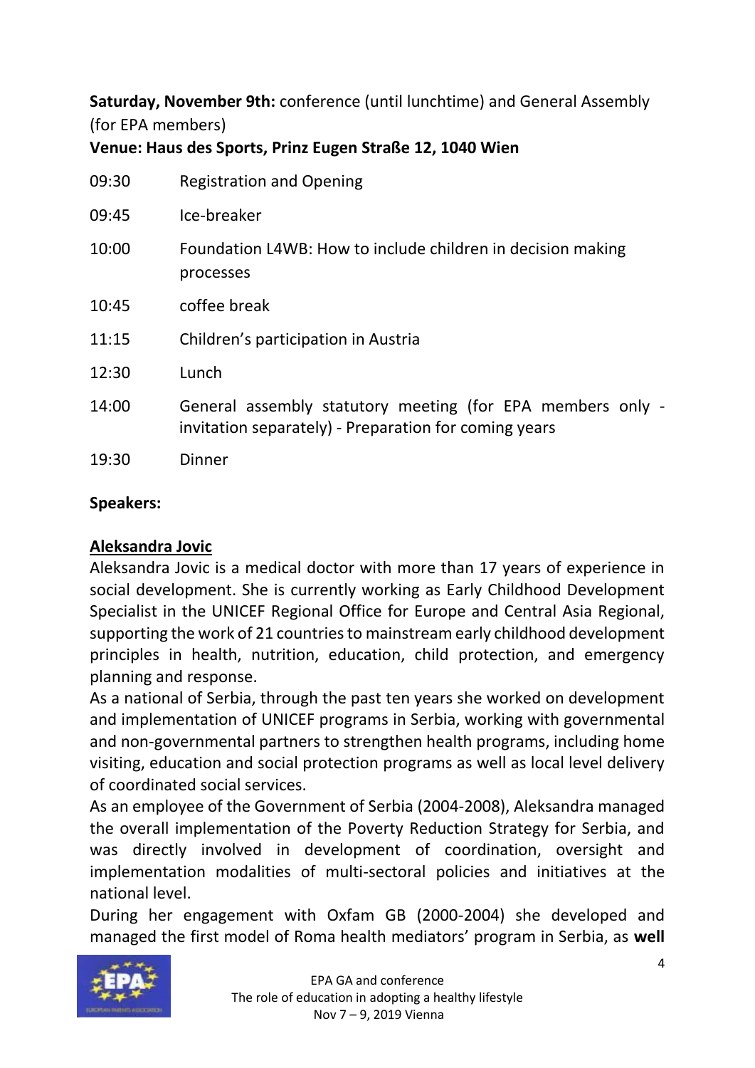**Saturday, November 9th:** conference (until lunchtime) and General Assembly (for EPA members)

**Venue: Haus des Sports, Prinz Eugen Straße 12, 1040 Wien**

| | |
|---|---|
| 09:30 | Registration and Opening |
| 09:45 | Ice-breaker |
| 10:00 | Foundation L4WB: How to include children in decision making processes |
| 10:45 | coffee break |
| 11:15 | Children's participation in Austria |
| 12:30 | Lunch |
| 14:00 | General assembly statutory meeting (for EPA members only - invitation separately) - Preparation for coming years |
| 19:30 | Dinner |

**Speakers:**

**Aleksandra Jovic**

Aleksandra Jovic is a medical doctor with more than 17 years of experience in social development. She is currently working as Early Childhood Development Specialist in the UNICEF Regional Office for Europe and Central Asia Regional, supporting the work of 21 countries to mainstream early childhood development principles in health, nutrition, education, child protection, and emergency planning and response.

As a national of Serbia, through the past ten years she worked on development and implementation of UNICEF programs in Serbia, working with governmental and non-governmental partners to strengthen health programs, including home visiting, education and social protection programs as well as local level delivery of coordinated social services.

As an employee of the Government of Serbia (2004-2008), Aleksandra managed the overall implementation of the Poverty Reduction Strategy for Serbia, and was directly involved in development of coordination, oversight and implementation modalities of multi-sectoral policies and initiatives at the national level.

During her engagement with Oxfam GB (2000-2004) she developed and managed the first model of Roma health mediators' program in Serbia, as **well**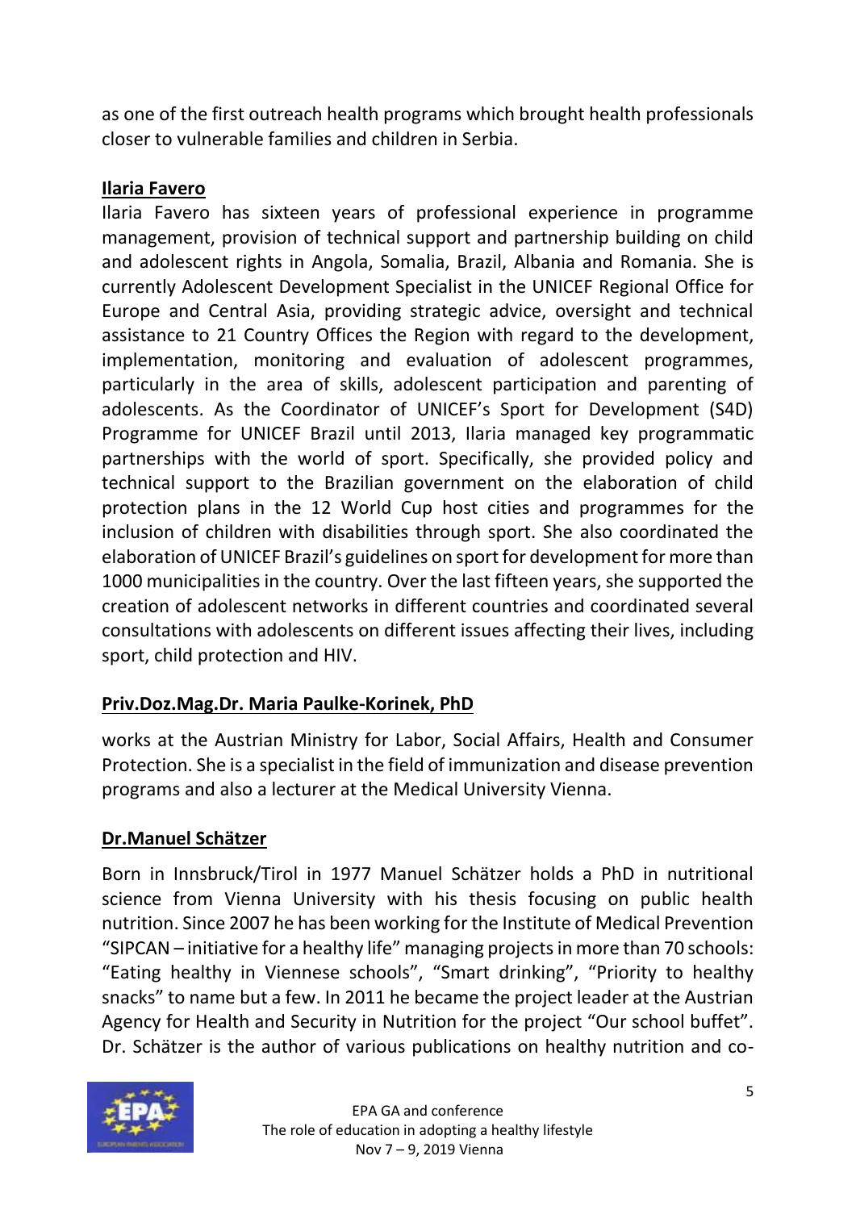as one of the first outreach health programs which brought health professionals closer to vulnerable families and children in Serbia.

**Ilaria Favero**

Ilaria Favero has sixteen years of professional experience in programme management, provision of technical support and partnership building on child and adolescent rights in Angola, Somalia, Brazil, Albania and Romania. She is currently Adolescent Development Specialist in the UNICEF Regional Office for Europe and Central Asia, providing strategic advice, oversight and technical assistance to 21 Country Offices the Region with regard to the development, implementation, monitoring and evaluation of adolescent programmes, particularly in the area of skills, adolescent participation and parenting of adolescents. As the Coordinator of UNICEF's Sport for Development (S4D) Programme for UNICEF Brazil until 2013, Ilaria managed key programmatic partnerships with the world of sport. Specifically, she provided policy and technical support to the Brazilian government on the elaboration of child protection plans in the 12 World Cup host cities and programmes for the inclusion of children with disabilities through sport. She also coordinated the elaboration of UNICEF Brazil's guidelines on sport for development for more than 1000 municipalities in the country. Over the last fifteen years, she supported the creation of adolescent networks in different countries and coordinated several consultations with adolescents on different issues affecting their lives, including sport, child protection and HIV.

**Priv.Doz.Mag.Dr. Maria Paulke-Korinek, PhD**

works at the Austrian Ministry for Labor, Social Affairs, Health and Consumer Protection. She is a specialist in the field of immunization and disease prevention programs and also a lecturer at the Medical University Vienna.

**Dr.Manuel Schätzer**

Born in Innsbruck/Tirol in 1977 Manuel Schätzer holds a PhD in nutritional science from Vienna University with his thesis focusing on public health nutrition. Since 2007 he has been working for the Institute of Medical Prevention "SIPCAN – initiative for a healthy life" managing projects in more than 70 schools: "Eating healthy in Viennese schools", "Smart drinking", "Priority to healthy snacks" to name but a few. In 2011 he became the project leader at the Austrian Agency for Health and Security in Nutrition for the project "Our school buffet". Dr. Schätzer is the author of various publications on healthy nutrition and co-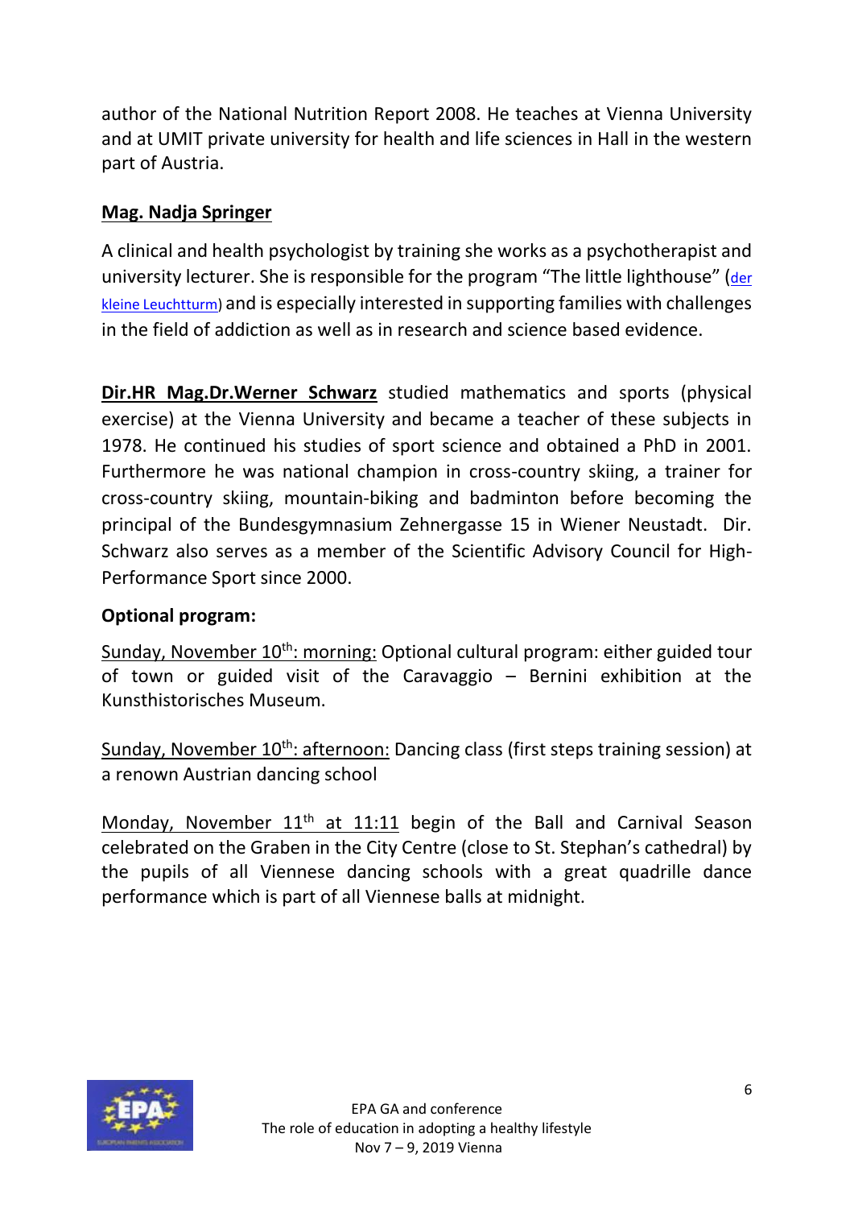author of the National Nutrition Report 2008. He teaches at Vienna University and at UMIT private university for health and life sciences in Hall in the western part of Austria.

**Mag. Nadja Springer**

A clinical and health psychologist by training she works as a psychotherapist and university lecturer. She is responsible for the program "The little lighthouse" (der kleine Leuchtturm) and is especially interested in supporting families with challenges in the field of addiction as well as in research and science based evidence.

**Dir.HR Mag.Dr.Werner Schwarz** studied mathematics and sports (physical exercise) at the Vienna University and became a teacher of these subjects in 1978. He continued his studies of sport science and obtained a PhD in 2001. Furthermore he was national champion in cross-country skiing, a trainer for cross-country skiing, mountain-biking and badminton before becoming the principal of the Bundesgymnasium Zehnergasse 15 in Wiener Neustadt. Dir. Schwarz also serves as a member of the Scientific Advisory Council for High-Performance Sport since 2000.

**Optional program:**

Sunday, November 10th: morning: Optional cultural program: either guided tour of town or guided visit of the Caravaggio – Bernini exhibition at the Kunsthistorisches Museum.

Sunday, November 10th: afternoon: Dancing class (first steps training session) at a renown Austrian dancing school

Monday, November 11th at 11:11 begin of the Ball and Carnival Season celebrated on the Graben in the City Centre (close to St. Stephan's cathedral) by the pupils of all Viennese dancing schools with a great quadrille dance performance which is part of all Viennese balls at midnight.